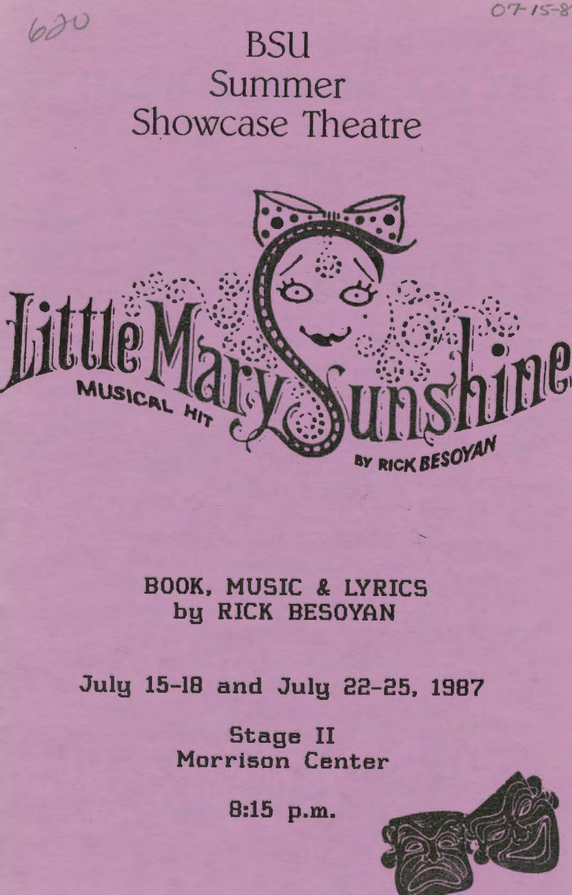620

07-15-8

# BSU Summer Showcase Theatre

# Little Mary Sunshine

MUSICAL HIT

BY RICK BESOYAN

**BOOK, MUSIC & LYRICS by RICK BESOYAN**

**July 15-18 and July 22-25, 1987**

**Stage II**
**Morrison Center**

**8:15 p.m.**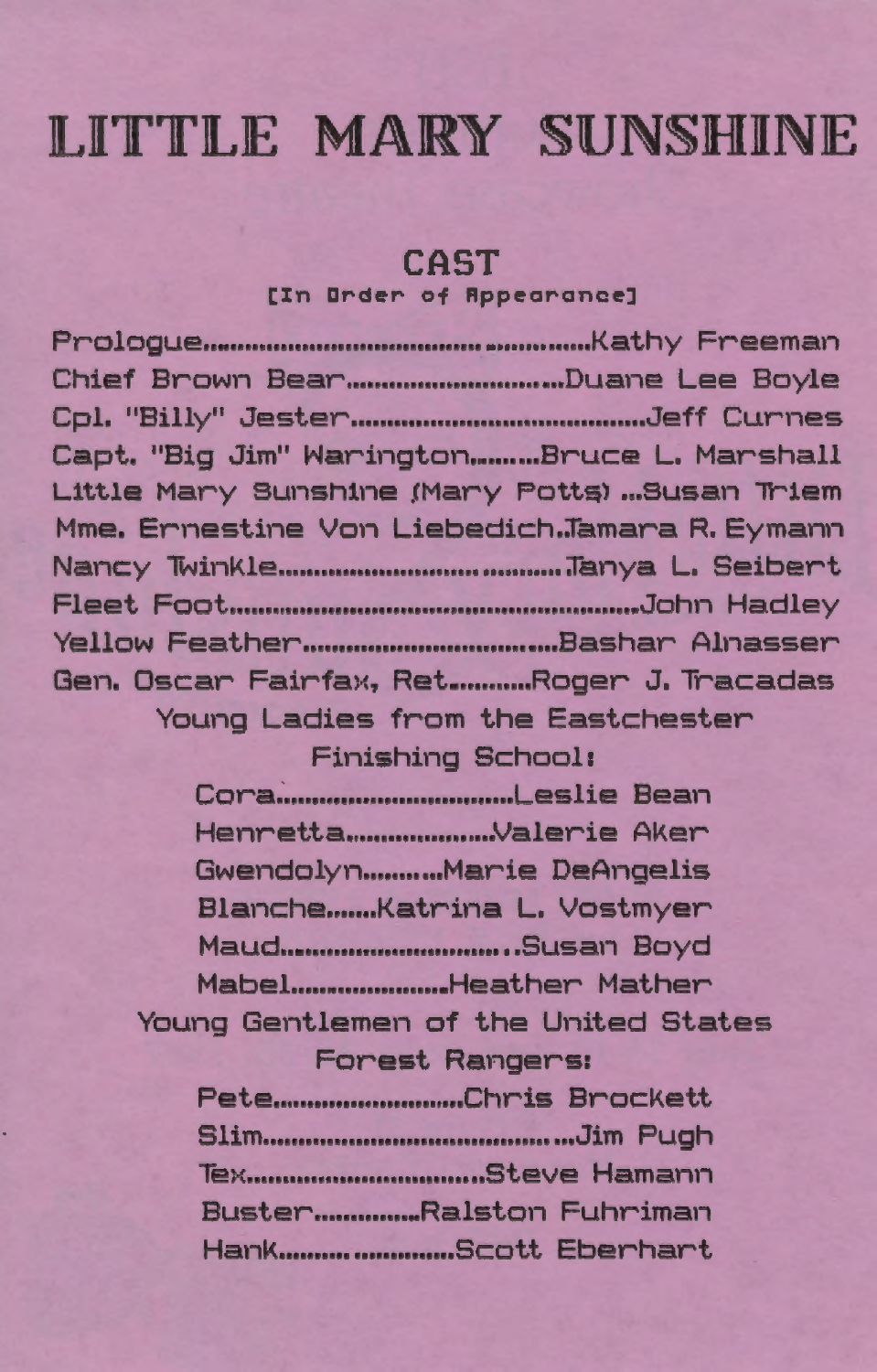# LITTLE MARY SUNSHINE

## CAST

[In Order of Appearance]

Prologue.......................................................Kathy Freeman
Chief Brown Bear.................................Duane Lee Boyle
Cpl. "Billy" Jester..........................................Jeff Curnes
Capt. "Big Jim" Warington.........Bruce L. Marshall
Little Mary Sunshine (Mary Potts) ...Susan Triem
Mme. Ernestine Von Liebedich..Tamara R. Eymann
Nancy Twinkle......................................Tanya L. Seibert
Fleet Foot.............................................................John Hadley
Yellow Feather...................................Bashar Alnasser
Gen. Oscar Fairfax, Ret..........Roger J. Tracadas

Young Ladies from the Eastchester Finishing School:

Cora...................................Leslie Bean
Henretta.......................Valerie Aker
Gwendolyn..........Marie DeAngelis
Blanche.......Katrina L. Vostmyer
Maud...............................Susan Boyd
Mabel........................Heather Mather

Young Gentlemen of the United States Forest Rangers:

Pete...........................Chris Brockett
Slim.............................................Jim Pugh
Tex...............................Steve Hamann
Buster..............Ralston Fuhriman
Hank...............................Scott Eberhart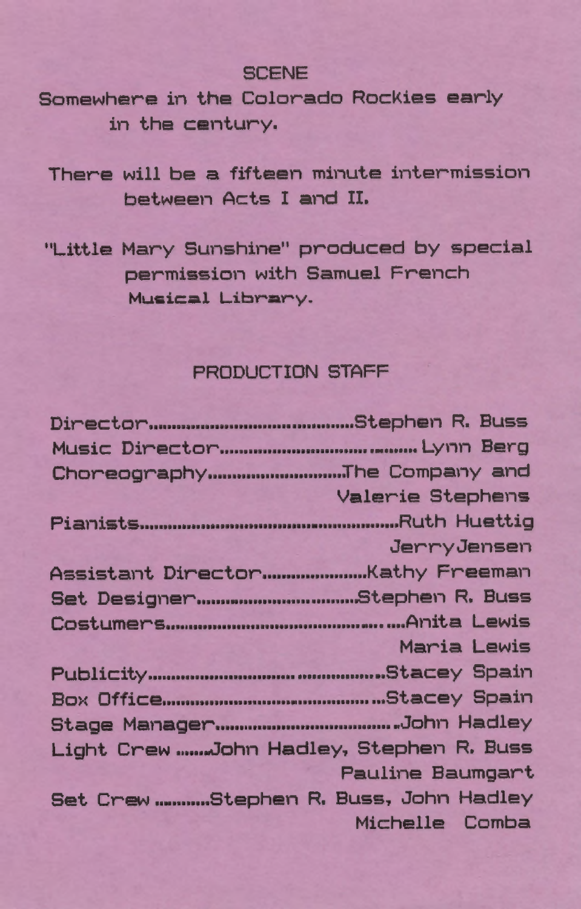## SCENE

Somewhere in the Colorado Rockies early in the century.

There will be a fifteen minute intermission between Acts I and II.

"Little Mary Sunshine" produced by special permission with Samuel French Musical Library.

## PRODUCTION STAFF

Director.......................................Stephen R. Buss
Music Director...................................Lynn Berg
Choreography.........................The Company and
Valerie Stephens
Pianists...............................................Ruth Huettig
JerryJensen
Assistant Director...................Kathy Freeman
Set Designer.............................Stephen R. Buss
Costumers...........................................Anita Lewis
Maria Lewis
Publicity...........................................Stacey Spain
Box Office.........................................Stacey Spain
Stage Manager.................................John Hadley
Light Crew .......John Hadley, Stephen R. Buss
Pauline Baumgart
Set Crew ..........Stephen R. Buss, John Hadley
Michelle Comba